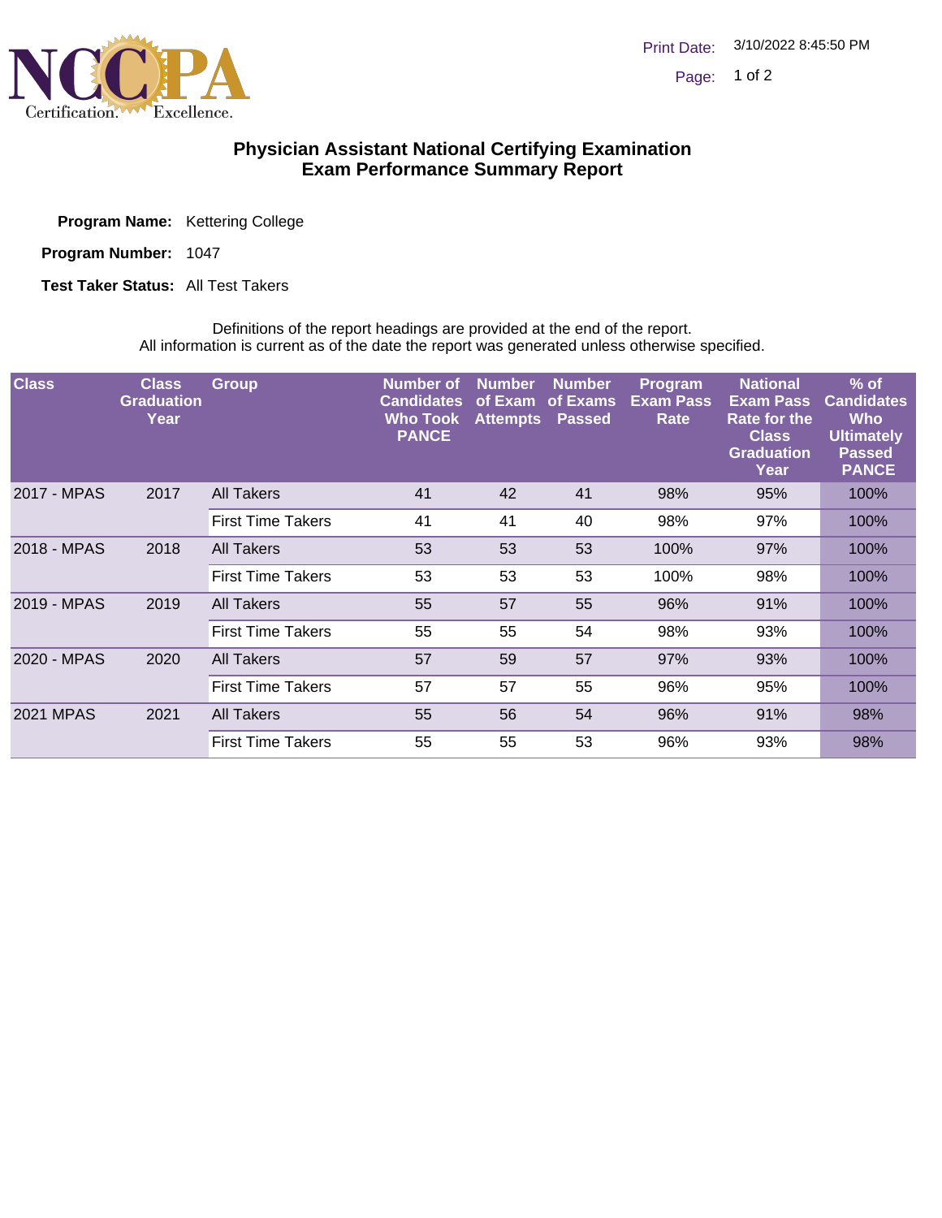# Physician Assistant National Certifying Examination
## Exam Performance Summary Report

**Program Name:** Kettering College

**Program Number:** 1047

**Test Taker Status:** All Test Takers

Definitions of the report headings are provided at the end of the report.
All information is current as of the date the report was generated unless otherwise specified.

| Class | Class Graduation Year | Group | Number of Candidates Who Took PANCE | Number of Exam Attempts | Number of Exams Passed | Program Exam Pass Rate | National Exam Pass Rate for the Class Graduation Year | % of Candidates Who Ultimately Passed PANCE |
|---|---|---|---|---|---|---|---|---|
| 2017 - MPAS | 2017 | All Takers | 41 | 42 | 41 | 98% | 95% | 100% |
| | | First Time Takers | 41 | 41 | 40 | 98% | 97% | 100% |
| 2018 - MPAS | 2018 | All Takers | 53 | 53 | 53 | 100% | 97% | 100% |
| | | First Time Takers | 53 | 53 | 53 | 100% | 98% | 100% |
| 2019 - MPAS | 2019 | All Takers | 55 | 57 | 55 | 96% | 91% | 100% |
| | | First Time Takers | 55 | 55 | 54 | 98% | 93% | 100% |
| 2020 - MPAS | 2020 | All Takers | 57 | 59 | 57 | 97% | 93% | 100% |
| | | First Time Takers | 57 | 57 | 55 | 96% | 95% | 100% |
| 2021 MPAS | 2021 | All Takers | 55 | 56 | 54 | 96% | 91% | 98% |
| | | First Time Takers | 55 | 55 | 53 | 96% | 93% | 98% |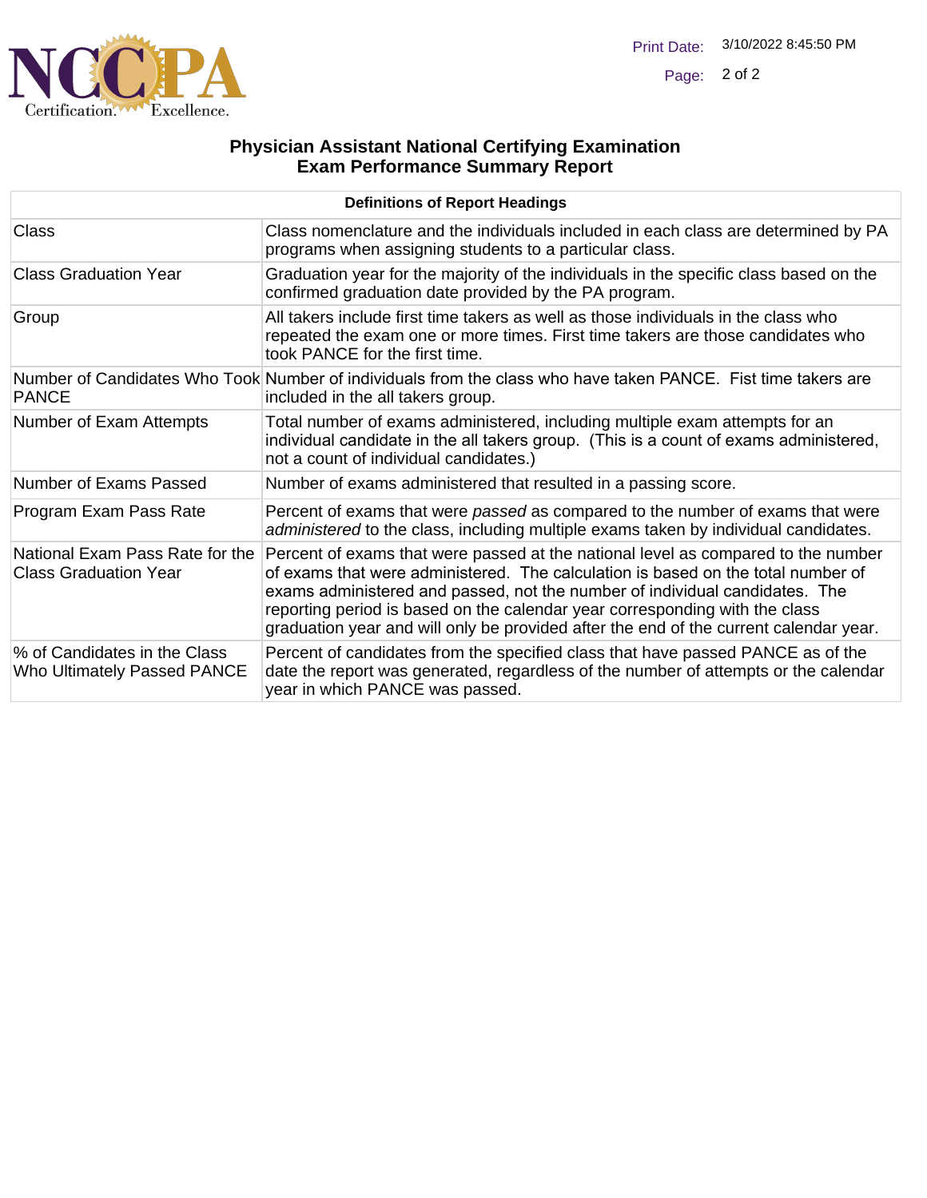# Physician Assistant National Certifying Examination
## Exam Performance Summary Report

| Definitions of Report Headings | |
|---|---|
| Class | Class nomenclature and the individuals included in each class are determined by PA programs when assigning students to a particular class. |
| Class Graduation Year | Graduation year for the majority of the individuals in the specific class based on the confirmed graduation date provided by the PA program. |
| Group | All takers include first time takers as well as those individuals in the class who repeated the exam one or more times. First time takers are those candidates who took PANCE for the first time. |
| Number of Candidates Who Took PANCE | Number of individuals from the class who have taken PANCE. Fist time takers are included in the all takers group. |
| Number of Exam Attempts | Total number of exams administered, including multiple exam attempts for an individual candidate in the all takers group. (This is a count of exams administered, not a count of individual candidates.) |
| Number of Exams Passed | Number of exams administered that resulted in a passing score. |
| Program Exam Pass Rate | Percent of exams that were *passed* as compared to the number of exams that were *administered* to the class, including multiple exams taken by individual candidates. |
| National Exam Pass Rate for the Class Graduation Year | Percent of exams that were passed at the national level as compared to the number of exams that were administered. The calculation is based on the total number of exams administered and passed, not the number of individual candidates. The reporting period is based on the calendar year corresponding with the class graduation year and will only be provided after the end of the current calendar year. |
| % of Candidates in the Class Who Ultimately Passed PANCE | Percent of candidates from the specified class that have passed PANCE as of the date the report was generated, regardless of the number of attempts or the calendar year in which PANCE was passed. |